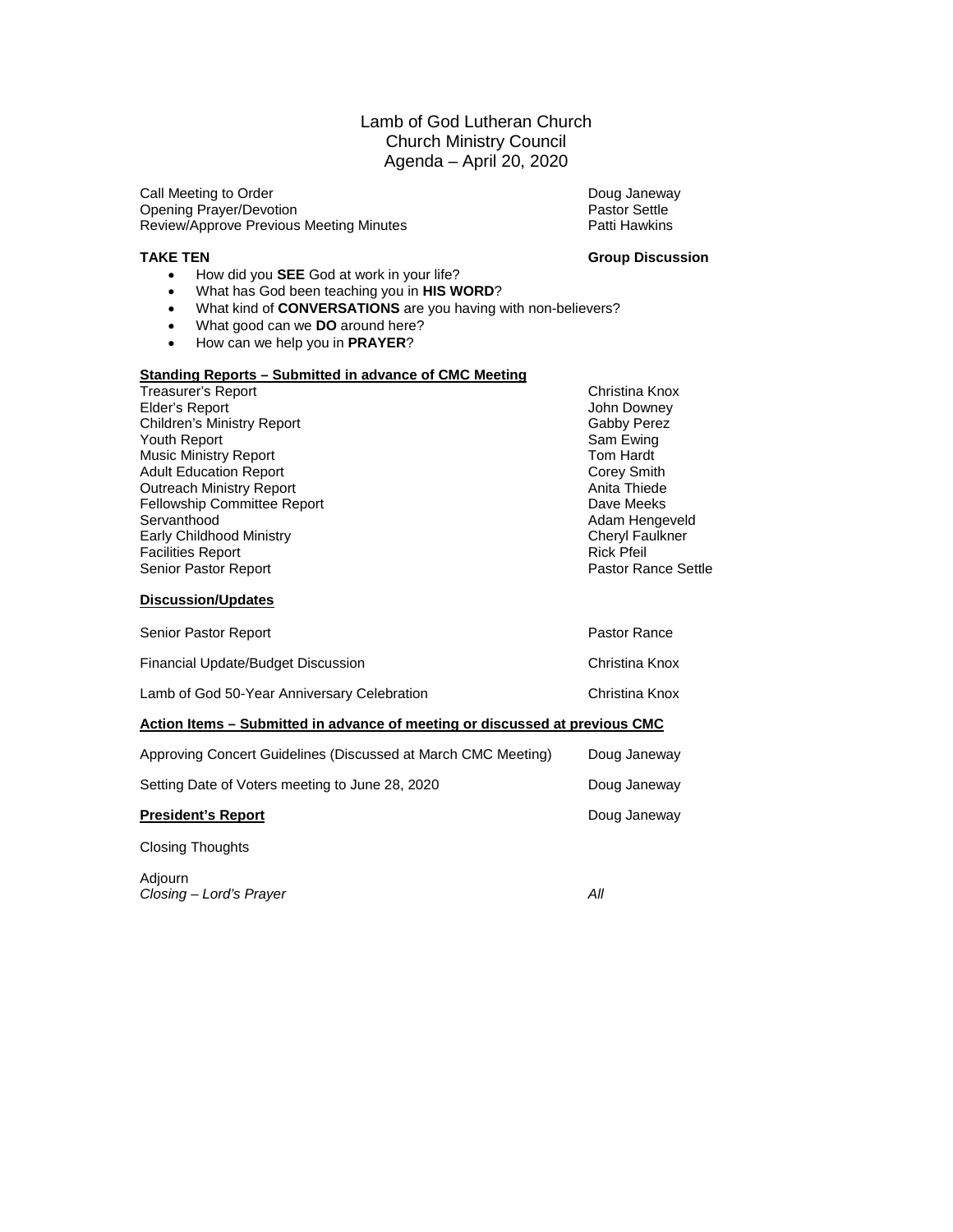# Lamb of God Lutheran Church
## Church Ministry Council
## Agenda – April 20, 2020

| | |
|---|---|
| Call Meeting to Order | Doug Janeway |
| Opening Prayer/Devotion | Pastor Settle |
| Review/Approve Previous Meeting Minutes | Patti Hawkins |

**TAKE TEN** — **Group Discussion**

- How did you **SEE** God at work in your life?
- What has God been teaching you in **HIS WORD**?
- What kind of **CONVERSATIONS** are you having with non-believers?
- What good can we **DO** around here?
- How can we help you in **PRAYER**?

**<u>Standing Reports – Submitted in advance of CMC Meeting</u>**

| | |
|---|---|
| Treasurer's Report | Christina Knox |
| Elder's Report | John Downey |
| Children's Ministry Report | Gabby Perez |
| Youth Report | Sam Ewing |
| Music Ministry Report | Tom Hardt |
| Adult Education Report | Corey Smith |
| Outreach Ministry Report | Anita Thiede |
| Fellowship Committee Report | Dave Meeks |
| Servanthood | Adam Hengeveld |
| Early Childhood Ministry | Cheryl Faulkner |
| Facilities Report | Rick Pfeil |
| Senior Pastor Report | Pastor Rance Settle |

**<u>Discussion/Updates</u>**

| | |
|---|---|
| Senior Pastor Report | Pastor Rance |
| Financial Update/Budget Discussion | Christina Knox |
| Lamb of God 50-Year Anniversary Celebration | Christina Knox |

**<u>Action Items – Submitted in advance of meeting or discussed at previous CMC</u>**

| | |
|---|---|
| Approving Concert Guidelines (Discussed at March CMC Meeting) | Doug Janeway |
| Setting Date of Voters meeting to June 28, 2020 | Doug Janeway |

**<u>President's Report</u>** — Doug Janeway

Closing Thoughts

Adjourn

*Closing – Lord's Prayer* — *All*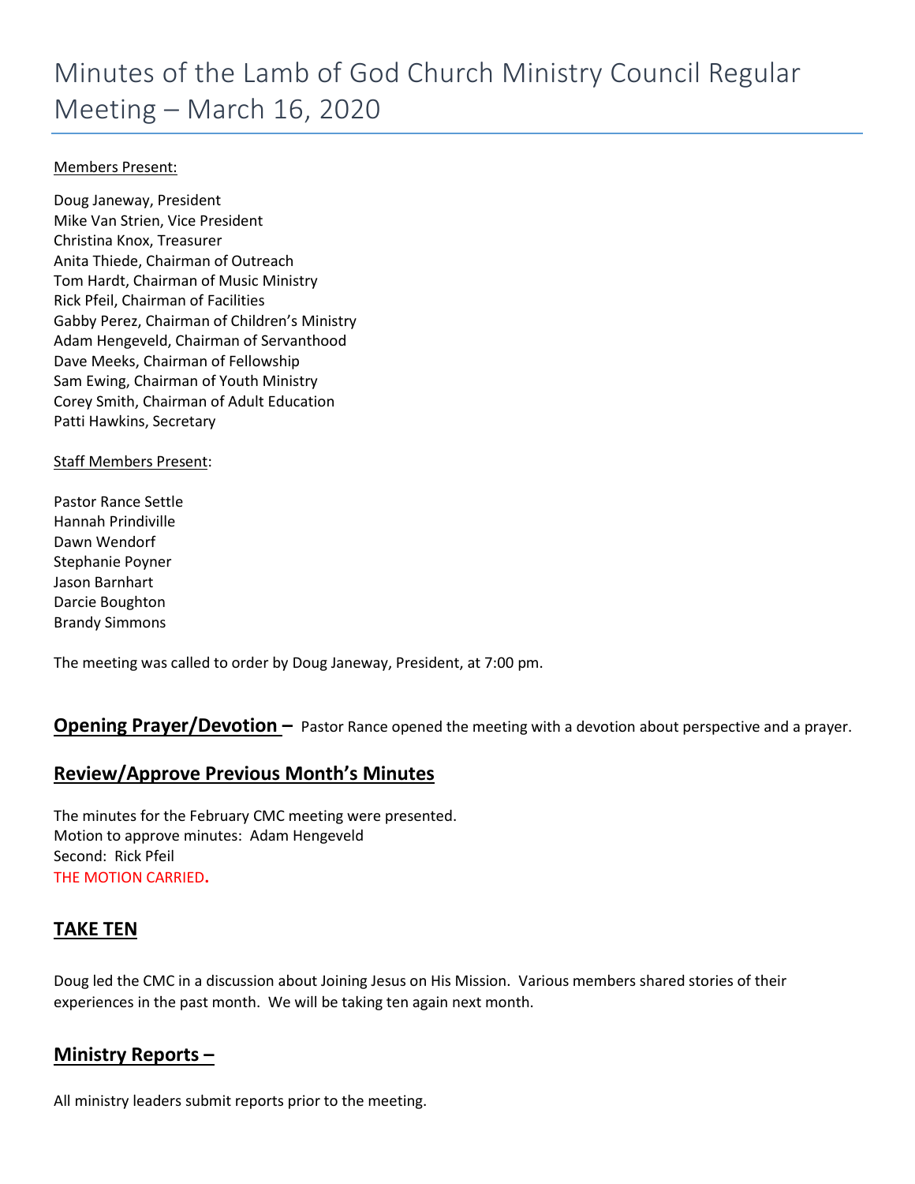# Minutes of the Lamb of God Church Ministry Council Regular Meeting – March 16, 2020

Members Present:

Doug Janeway, President
Mike Van Strien, Vice President
Christina Knox, Treasurer
Anita Thiede, Chairman of Outreach
Tom Hardt, Chairman of Music Ministry
Rick Pfeil, Chairman of Facilities
Gabby Perez, Chairman of Children's Ministry
Adam Hengeveld, Chairman of Servanthood
Dave Meeks, Chairman of Fellowship
Sam Ewing, Chairman of Youth Ministry
Corey Smith, Chairman of Adult Education
Patti Hawkins, Secretary

Staff Members Present:

Pastor Rance Settle
Hannah Prindiville
Dawn Wendorf
Stephanie Poyner
Jason Barnhart
Darcie Boughton
Brandy Simmons

The meeting was called to order by Doug Janeway, President, at 7:00 pm.

## Opening Prayer/Devotion –

Pastor Rance opened the meeting with a devotion about perspective and a prayer.

## Review/Approve Previous Month's Minutes

The minutes for the February CMC meeting were presented.
Motion to approve minutes: Adam Hengeveld
Second: Rick Pfeil
THE MOTION CARRIED.

## TAKE TEN

Doug led the CMC in a discussion about Joining Jesus on His Mission. Various members shared stories of their experiences in the past month. We will be taking ten again next month.

## Ministry Reports –

All ministry leaders submit reports prior to the meeting.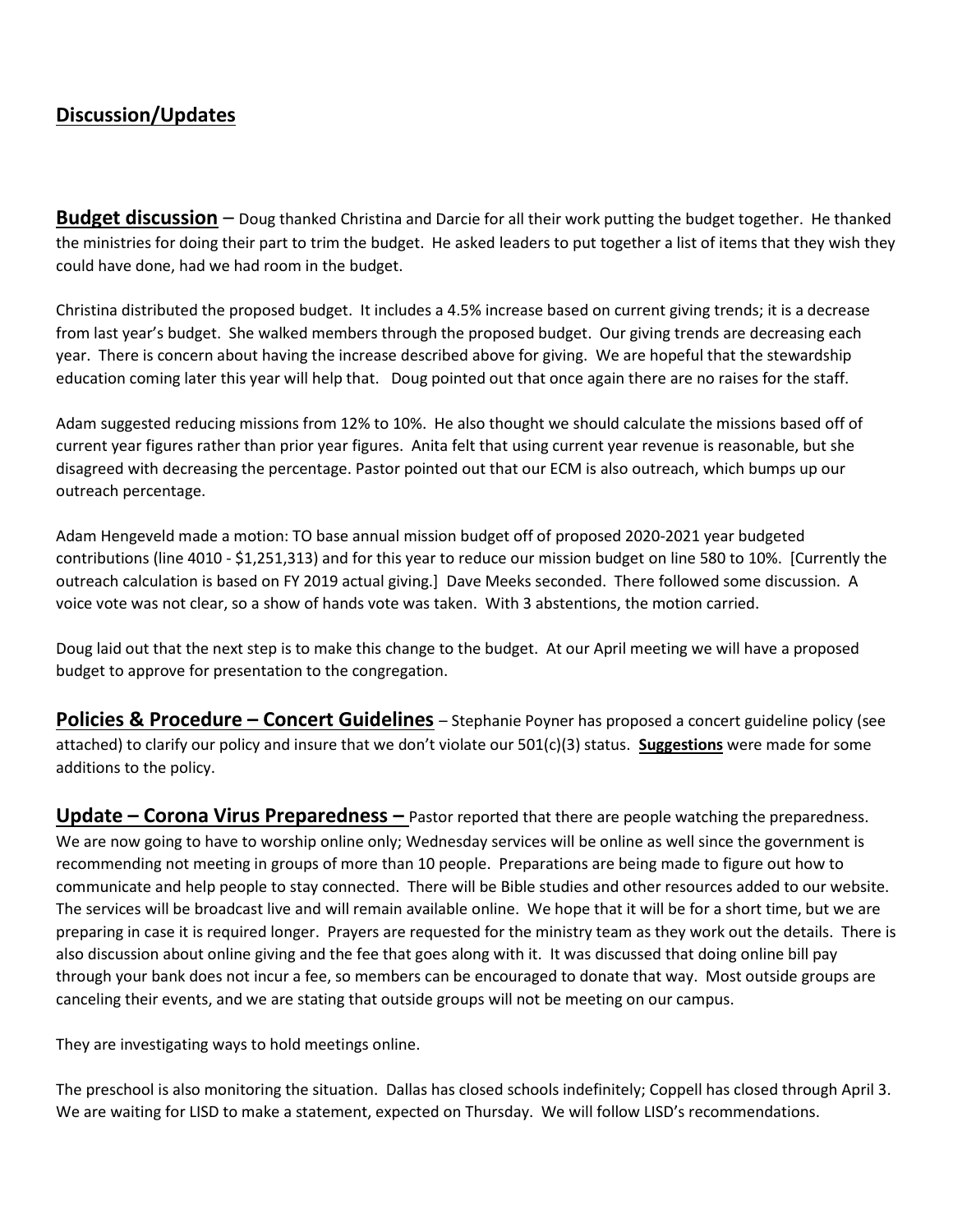## Discussion/Updates

**Budget discussion** – Doug thanked Christina and Darcie for all their work putting the budget together. He thanked the ministries for doing their part to trim the budget. He asked leaders to put together a list of items that they wish they could have done, had we had room in the budget.

Christina distributed the proposed budget. It includes a 4.5% increase based on current giving trends; it is a decrease from last year's budget. She walked members through the proposed budget. Our giving trends are decreasing each year. There is concern about having the increase described above for giving. We are hopeful that the stewardship education coming later this year will help that. Doug pointed out that once again there are no raises for the staff.

Adam suggested reducing missions from 12% to 10%. He also thought we should calculate the missions based off of current year figures rather than prior year figures. Anita felt that using current year revenue is reasonable, but she disagreed with decreasing the percentage. Pastor pointed out that our ECM is also outreach, which bumps up our outreach percentage.

Adam Hengeveld made a motion: TO base annual mission budget off of proposed 2020-2021 year budgeted contributions (line 4010 - $1,251,313) and for this year to reduce our mission budget on line 580 to 10%. [Currently the outreach calculation is based on FY 2019 actual giving.] Dave Meeks seconded. There followed some discussion. A voice vote was not clear, so a show of hands vote was taken. With 3 abstentions, the motion carried.

Doug laid out that the next step is to make this change to the budget. At our April meeting we will have a proposed budget to approve for presentation to the congregation.

**Policies & Procedure – Concert Guidelines** – Stephanie Poyner has proposed a concert guideline policy (see attached) to clarify our policy and insure that we don't violate our 501(c)(3) status. **Suggestions** were made for some additions to the policy.

**Update – Corona Virus Preparedness –** Pastor reported that there are people watching the preparedness. We are now going to have to worship online only; Wednesday services will be online as well since the government is recommending not meeting in groups of more than 10 people. Preparations are being made to figure out how to communicate and help people to stay connected. There will be Bible studies and other resources added to our website. The services will be broadcast live and will remain available online. We hope that it will be for a short time, but we are preparing in case it is required longer. Prayers are requested for the ministry team as they work out the details. There is also discussion about online giving and the fee that goes along with it. It was discussed that doing online bill pay through your bank does not incur a fee, so members can be encouraged to donate that way. Most outside groups are canceling their events, and we are stating that outside groups will not be meeting on our campus.

They are investigating ways to hold meetings online.

The preschool is also monitoring the situation. Dallas has closed schools indefinitely; Coppell has closed through April 3. We are waiting for LISD to make a statement, expected on Thursday. We will follow LISD's recommendations.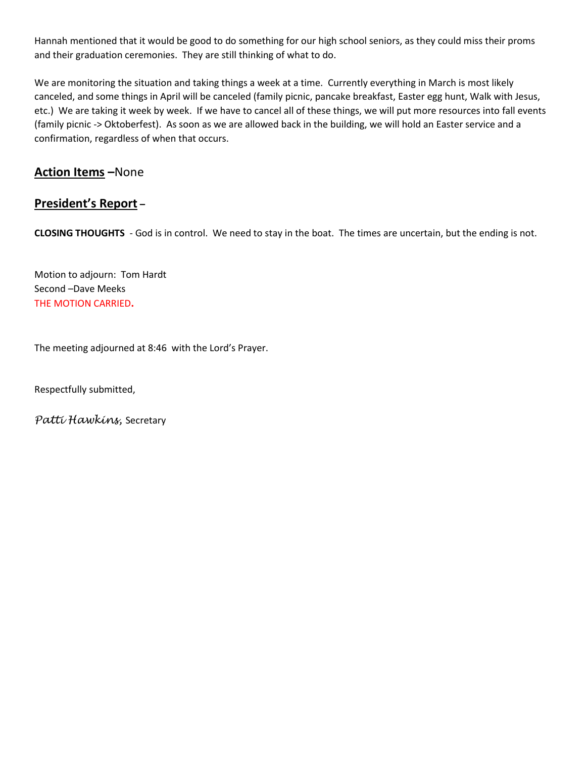Hannah mentioned that it would be good to do something for our high school seniors, as they could miss their proms and their graduation ceremonies. They are still thinking of what to do.

We are monitoring the situation and taking things a week at a time. Currently everything in March is most likely canceled, and some things in April will be canceled (family picnic, pancake breakfast, Easter egg hunt, Walk with Jesus, etc.) We are taking it week by week. If we have to cancel all of these things, we will put more resources into fall events (family picnic -> Oktoberfest). As soon as we are allowed back in the building, we will hold an Easter service and a confirmation, regardless of when that occurs.

## **Action Items –**None

## **President's Report –**

**CLOSING THOUGHTS** - God is in control. We need to stay in the boat. The times are uncertain, but the ending is not.

Motion to adjourn: Tom Hardt
Second –Dave Meeks
THE MOTION CARRIED**.**

The meeting adjourned at 8:46 with the Lord's Prayer.

Respectfully submitted,

*Patti Hawkins*, Secretary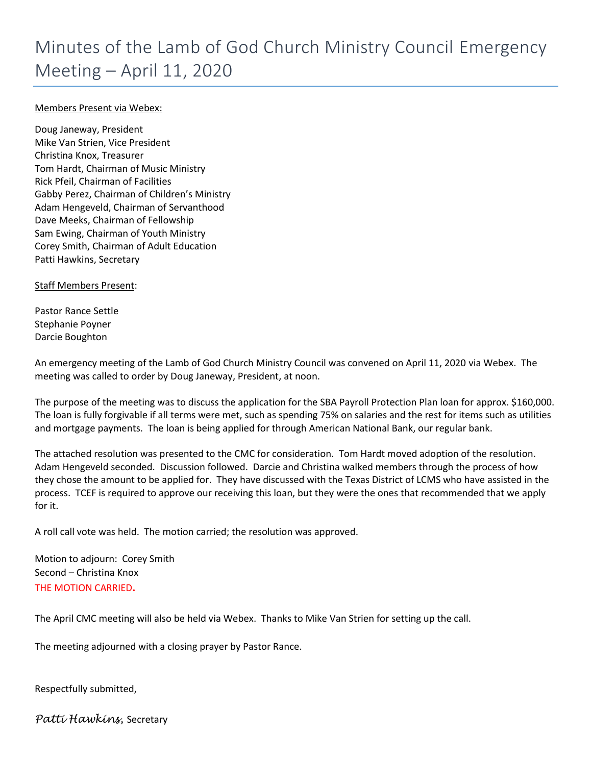# Minutes of the Lamb of God Church Ministry Council Emergency Meeting – April 11, 2020

Members Present via Webex:

Doug Janeway, President
Mike Van Strien, Vice President
Christina Knox, Treasurer
Tom Hardt, Chairman of Music Ministry
Rick Pfeil, Chairman of Facilities
Gabby Perez, Chairman of Children's Ministry
Adam Hengeveld, Chairman of Servanthood
Dave Meeks, Chairman of Fellowship
Sam Ewing, Chairman of Youth Ministry
Corey Smith, Chairman of Adult Education
Patti Hawkins, Secretary

Staff Members Present:

Pastor Rance Settle
Stephanie Poyner
Darcie Boughton

An emergency meeting of the Lamb of God Church Ministry Council was convened on April 11, 2020 via Webex. The meeting was called to order by Doug Janeway, President, at noon.

The purpose of the meeting was to discuss the application for the SBA Payroll Protection Plan loan for approx. $160,000. The loan is fully forgivable if all terms were met, such as spending 75% on salaries and the rest for items such as utilities and mortgage payments. The loan is being applied for through American National Bank, our regular bank.

The attached resolution was presented to the CMC for consideration. Tom Hardt moved adoption of the resolution. Adam Hengeveld seconded. Discussion followed. Darcie and Christina walked members through the process of how they chose the amount to be applied for. They have discussed with the Texas District of LCMS who have assisted in the process. TCEF is required to approve our receiving this loan, but they were the ones that recommended that we apply for it.

A roll call vote was held. The motion carried; the resolution was approved.

Motion to adjourn: Corey Smith
Second – Christina Knox
THE MOTION CARRIED.

The April CMC meeting will also be held via Webex. Thanks to Mike Van Strien for setting up the call.

The meeting adjourned with a closing prayer by Pastor Rance.

Respectfully submitted,

*Patti Hawkins,* Secretary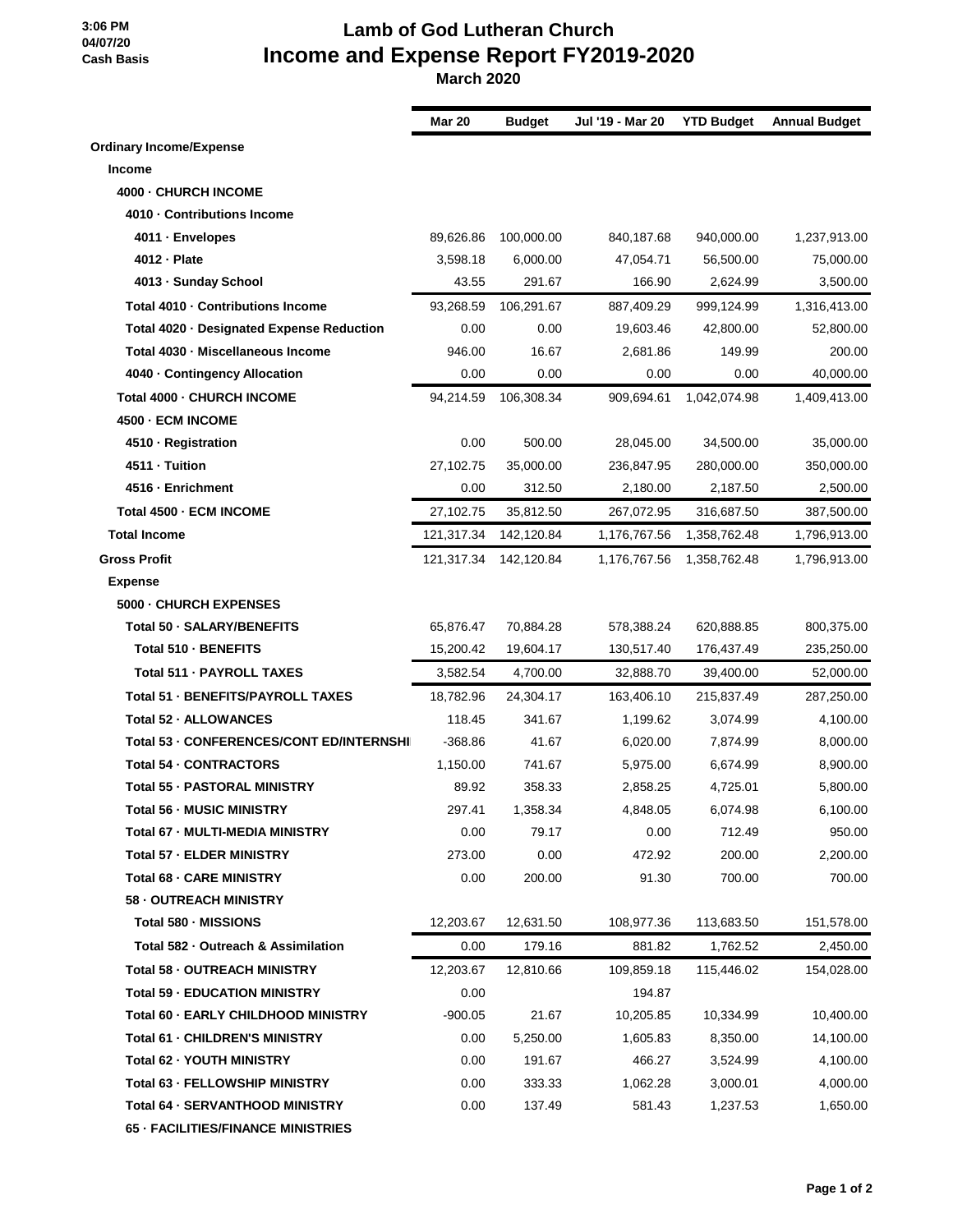3:06 PM
04/07/20
Cash Basis

# Lamb of God Lutheran Church
## Income and Expense Report FY2019-2020
### March 2020

| | Mar 20 | Budget | Jul '19 - Mar 20 | YTD Budget | Annual Budget |
|---|---|---|---|---|---|
| **Ordinary Income/Expense** | | | | | |
| **Income** | | | | | |
| **4000 · CHURCH INCOME** | | | | | |
| **4010 · Contributions Income** | | | | | |
| **4011 · Envelopes** | 89,626.86 | 100,000.00 | 840,187.68 | 940,000.00 | 1,237,913.00 |
| **4012 · Plate** | 3,598.18 | 6,000.00 | 47,054.71 | 56,500.00 | 75,000.00 |
| **4013 · Sunday School** | 43.55 | 291.67 | 166.90 | 2,624.99 | 3,500.00 |
| **Total 4010 · Contributions Income** | 93,268.59 | 106,291.67 | 887,409.29 | 999,124.99 | 1,316,413.00 |
| **Total 4020 · Designated Expense Reduction** | 0.00 | 0.00 | 19,603.46 | 42,800.00 | 52,800.00 |
| **Total 4030 · Miscellaneous Income** | 946.00 | 16.67 | 2,681.86 | 149.99 | 200.00 |
| **4040 · Contingency Allocation** | 0.00 | 0.00 | 0.00 | 0.00 | 40,000.00 |
| **Total 4000 · CHURCH INCOME** | 94,214.59 | 106,308.34 | 909,694.61 | 1,042,074.98 | 1,409,413.00 |
| **4500 · ECM INCOME** | | | | | |
| **4510 · Registration** | 0.00 | 500.00 | 28,045.00 | 34,500.00 | 35,000.00 |
| **4511 · Tuition** | 27,102.75 | 35,000.00 | 236,847.95 | 280,000.00 | 350,000.00 |
| **4516 · Enrichment** | 0.00 | 312.50 | 2,180.00 | 2,187.50 | 2,500.00 |
| **Total 4500 · ECM INCOME** | 27,102.75 | 35,812.50 | 267,072.95 | 316,687.50 | 387,500.00 |
| **Total Income** | 121,317.34 | 142,120.84 | 1,176,767.56 | 1,358,762.48 | 1,796,913.00 |
| **Gross Profit** | 121,317.34 | 142,120.84 | 1,176,767.56 | 1,358,762.48 | 1,796,913.00 |
| **Expense** | | | | | |
| **5000 · CHURCH EXPENSES** | | | | | |
| **Total 50 · SALARY/BENEFITS** | 65,876.47 | 70,884.28 | 578,388.24 | 620,888.85 | 800,375.00 |
| **Total 510 · BENEFITS** | 15,200.42 | 19,604.17 | 130,517.40 | 176,437.49 | 235,250.00 |
| **Total 511 · PAYROLL TAXES** | 3,582.54 | 4,700.00 | 32,888.70 | 39,400.00 | 52,000.00 |
| **Total 51 · BENEFITS/PAYROLL TAXES** | 18,782.96 | 24,304.17 | 163,406.10 | 215,837.49 | 287,250.00 |
| **Total 52 · ALLOWANCES** | 118.45 | 341.67 | 1,199.62 | 3,074.99 | 4,100.00 |
| **Total 53 · CONFERENCES/CONT ED/INTERNSHI** | -368.86 | 41.67 | 6,020.00 | 7,874.99 | 8,000.00 |
| **Total 54 · CONTRACTORS** | 1,150.00 | 741.67 | 5,975.00 | 6,674.99 | 8,900.00 |
| **Total 55 · PASTORAL MINISTRY** | 89.92 | 358.33 | 2,858.25 | 4,725.01 | 5,800.00 |
| **Total 56 · MUSIC MINISTRY** | 297.41 | 1,358.34 | 4,848.05 | 6,074.98 | 6,100.00 |
| **Total 67 · MULTI-MEDIA MINISTRY** | 0.00 | 79.17 | 0.00 | 712.49 | 950.00 |
| **Total 57 · ELDER MINISTRY** | 273.00 | 0.00 | 472.92 | 200.00 | 2,200.00 |
| **Total 68 · CARE MINISTRY** | 0.00 | 200.00 | 91.30 | 700.00 | 700.00 |
| **58 · OUTREACH MINISTRY** | | | | | |
| **Total 580 · MISSIONS** | 12,203.67 | 12,631.50 | 108,977.36 | 113,683.50 | 151,578.00 |
| **Total 582 · Outreach & Assimilation** | 0.00 | 179.16 | 881.82 | 1,762.52 | 2,450.00 |
| **Total 58 · OUTREACH MINISTRY** | 12,203.67 | 12,810.66 | 109,859.18 | 115,446.02 | 154,028.00 |
| **Total 59 · EDUCATION MINISTRY** | 0.00 | | 194.87 | | |
| **Total 60 · EARLY CHILDHOOD MINISTRY** | -900.05 | 21.67 | 10,205.85 | 10,334.99 | 10,400.00 |
| **Total 61 · CHILDREN'S MINISTRY** | 0.00 | 5,250.00 | 1,605.83 | 8,350.00 | 14,100.00 |
| **Total 62 · YOUTH MINISTRY** | 0.00 | 191.67 | 466.27 | 3,524.99 | 4,100.00 |
| **Total 63 · FELLOWSHIP MINISTRY** | 0.00 | 333.33 | 1,062.28 | 3,000.01 | 4,000.00 |
| **Total 64 · SERVANTHOOD MINISTRY** | 0.00 | 137.49 | 581.43 | 1,237.53 | 1,650.00 |
| **65 · FACILITIES/FINANCE MINISTRIES** | | | | | |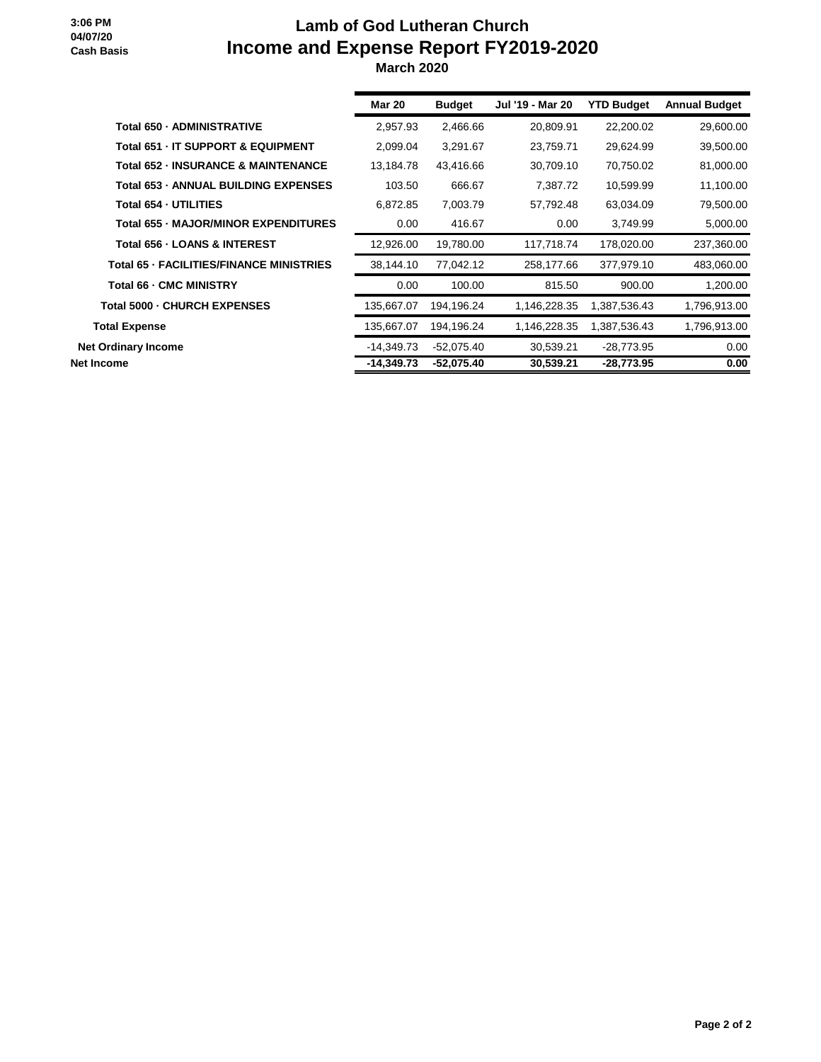3:06 PM
04/07/20
Cash Basis

# Lamb of God Lutheran Church
## Income and Expense Report FY2019-2020
### March 2020

| | Mar 20 | Budget | Jul '19 - Mar 20 | YTD Budget | Annual Budget |
|---|---|---|---|---|---|
| **Total 650 · ADMINISTRATIVE** | 2,957.93 | 2,466.66 | 20,809.91 | 22,200.02 | 29,600.00 |
| **Total 651 · IT SUPPORT & EQUIPMENT** | 2,099.04 | 3,291.67 | 23,759.71 | 29,624.99 | 39,500.00 |
| **Total 652 · INSURANCE & MAINTENANCE** | 13,184.78 | 43,416.66 | 30,709.10 | 70,750.02 | 81,000.00 |
| **Total 653 · ANNUAL BUILDING EXPENSES** | 103.50 | 666.67 | 7,387.72 | 10,599.99 | 11,100.00 |
| **Total 654 · UTILITIES** | 6,872.85 | 7,003.79 | 57,792.48 | 63,034.09 | 79,500.00 |
| **Total 655 · MAJOR/MINOR EXPENDITURES** | 0.00 | 416.67 | 0.00 | 3,749.99 | 5,000.00 |
| **Total 656 · LOANS & INTEREST** | 12,926.00 | 19,780.00 | 117,718.74 | 178,020.00 | 237,360.00 |
| **Total 65 · FACILITIES/FINANCE MINISTRIES** | 38,144.10 | 77,042.12 | 258,177.66 | 377,979.10 | 483,060.00 |
| **Total 66 · CMC MINISTRY** | 0.00 | 100.00 | 815.50 | 900.00 | 1,200.00 |
| **Total 5000 · CHURCH EXPENSES** | 135,667.07 | 194,196.24 | 1,146,228.35 | 1,387,536.43 | 1,796,913.00 |
| **Total Expense** | 135,667.07 | 194,196.24 | 1,146,228.35 | 1,387,536.43 | 1,796,913.00 |
| **Net Ordinary Income** | -14,349.73 | -52,075.40 | 30,539.21 | -28,773.95 | 0.00 |
| **Net Income** | **-14,349.73** | **-52,075.40** | **30,539.21** | **-28,773.95** | **0.00** |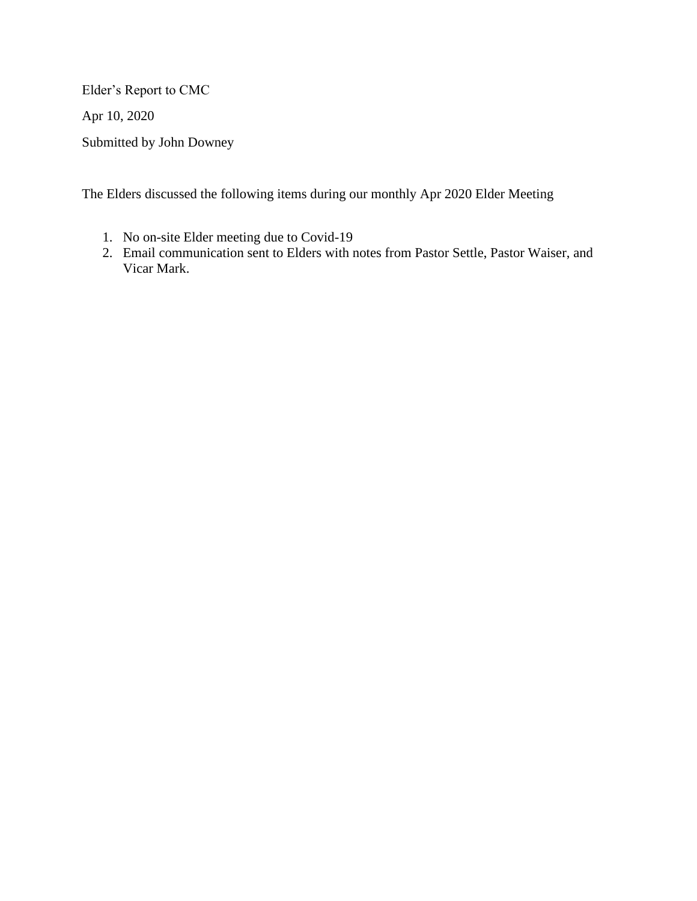Elder's Report to CMC

Apr 10, 2020

Submitted by John Downey

The Elders discussed the following items during our monthly Apr 2020 Elder Meeting

1. No on-site Elder meeting due to Covid-19
2. Email communication sent to Elders with notes from Pastor Settle, Pastor Waiser, and Vicar Mark.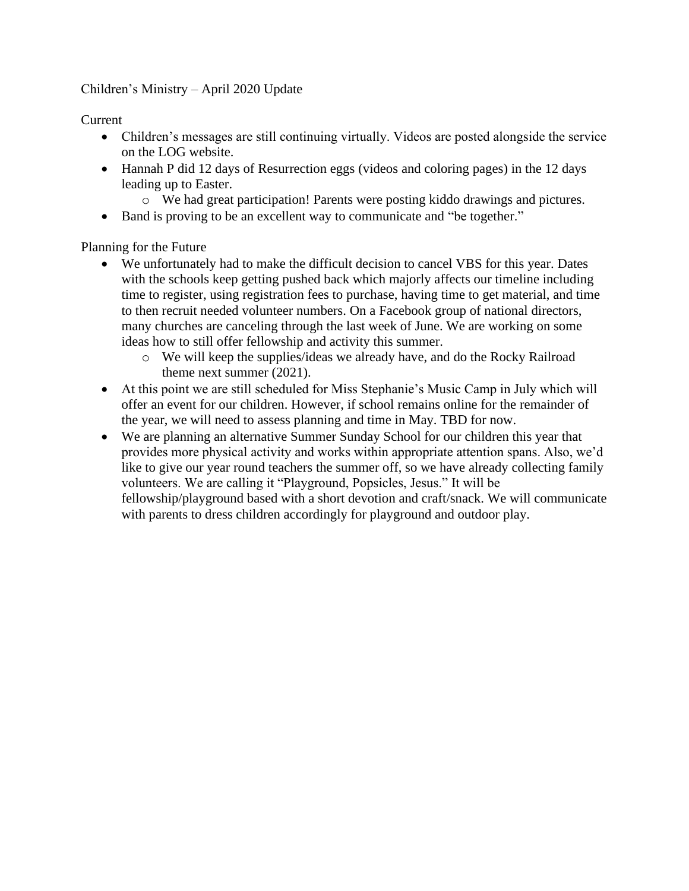Children's Ministry – April 2020 Update

Current

- Children's messages are still continuing virtually. Videos are posted alongside the service on the LOG website.
- Hannah P did 12 days of Resurrection eggs (videos and coloring pages) in the 12 days leading up to Easter.
  - We had great participation! Parents were posting kiddo drawings and pictures.
- Band is proving to be an excellent way to communicate and "be together."

Planning for the Future

- We unfortunately had to make the difficult decision to cancel VBS for this year. Dates with the schools keep getting pushed back which majorly affects our timeline including time to register, using registration fees to purchase, having time to get material, and time to then recruit needed volunteer numbers. On a Facebook group of national directors, many churches are canceling through the last week of June. We are working on some ideas how to still offer fellowship and activity this summer.
  - We will keep the supplies/ideas we already have, and do the Rocky Railroad theme next summer (2021).
- At this point we are still scheduled for Miss Stephanie's Music Camp in July which will offer an event for our children. However, if school remains online for the remainder of the year, we will need to assess planning and time in May. TBD for now.
- We are planning an alternative Summer Sunday School for our children this year that provides more physical activity and works within appropriate attention spans. Also, we'd like to give our year round teachers the summer off, so we have already collecting family volunteers. We are calling it "Playground, Popsicles, Jesus." It will be fellowship/playground based with a short devotion and craft/snack. We will communicate with parents to dress children accordingly for playground and outdoor play.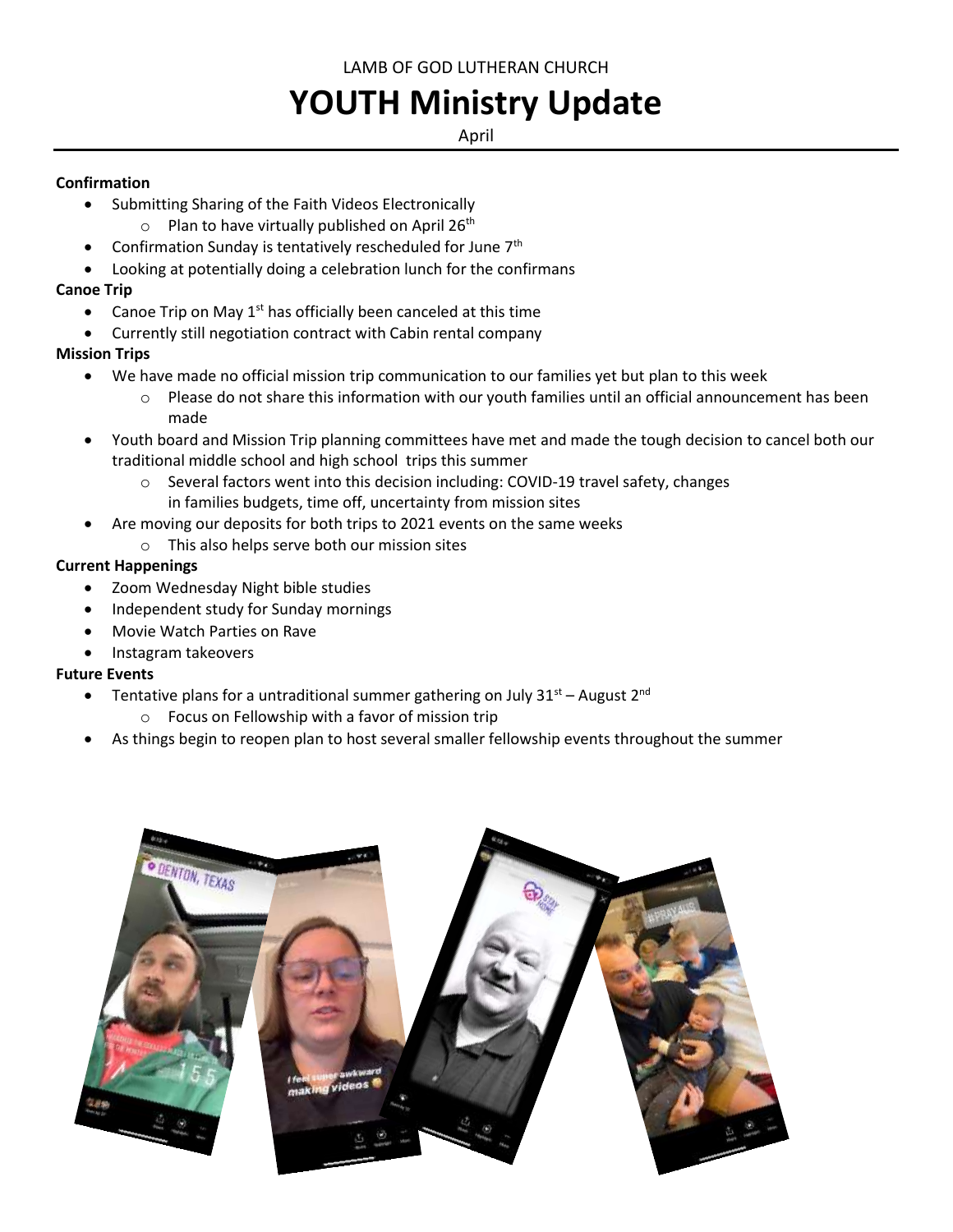LAMB OF GOD LUTHERAN CHURCH

# YOUTH Ministry Update

April

**Confirmation**

- Submitting Sharing of the Faith Videos Electronically
  - Plan to have virtually published on April 26th
- Confirmation Sunday is tentatively rescheduled for June 7th
- Looking at potentially doing a celebration lunch for the confirmans

**Canoe Trip**

- Canoe Trip on May 1st has officially been canceled at this time
- Currently still negotiation contract with Cabin rental company

**Mission Trips**

- We have made no official mission trip communication to our families yet but plan to this week
  - Please do not share this information with our youth families until an official announcement has been made
- Youth board and Mission Trip planning committees have met and made the tough decision to cancel both our traditional middle school and high school trips this summer
  - Several factors went into this decision including: COVID-19 travel safety, changes in families budgets, time off, uncertainty from mission sites
- Are moving our deposits for both trips to 2021 events on the same weeks
  - This also helps serve both our mission sites

**Current Happenings**

- Zoom Wednesday Night bible studies
- Independent study for Sunday mornings
- Movie Watch Parties on Rave
- Instagram takeovers

**Future Events**

- Tentative plans for a untraditional summer gathering on July 31st – August 2nd
  - Focus on Fellowship with a favor of mission trip
- As things begin to reopen plan to host several smaller fellowship events throughout the summer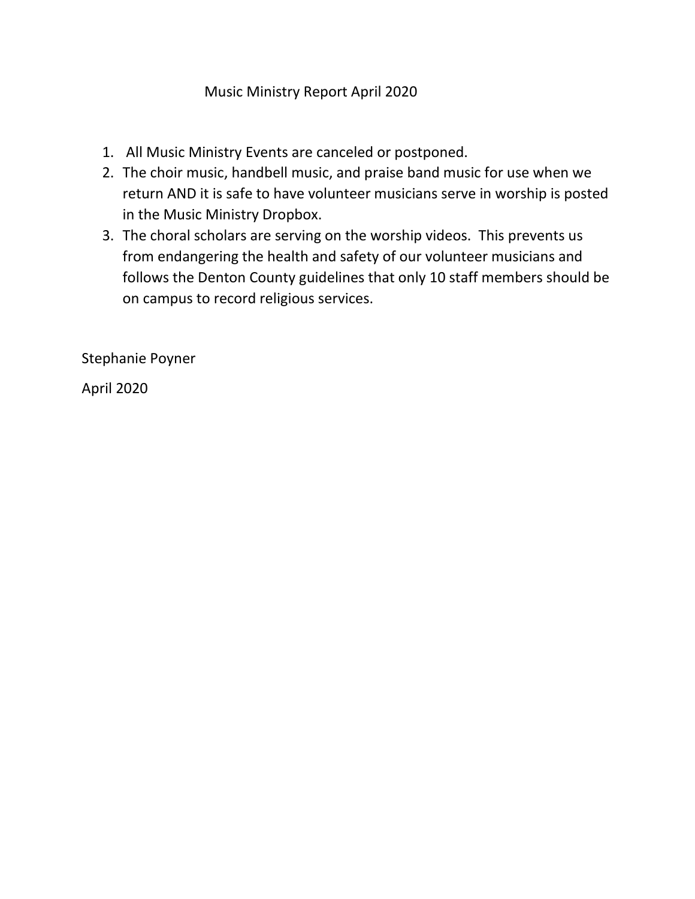# Music Ministry Report April 2020

1. All Music Ministry Events are canceled or postponed.
2. The choir music, handbell music, and praise band music for use when we return AND it is safe to have volunteer musicians serve in worship is posted in the Music Ministry Dropbox.
3. The choral scholars are serving on the worship videos. This prevents us from endangering the health and safety of our volunteer musicians and follows the Denton County guidelines that only 10 staff members should be on campus to record religious services.

Stephanie Poyner

April 2020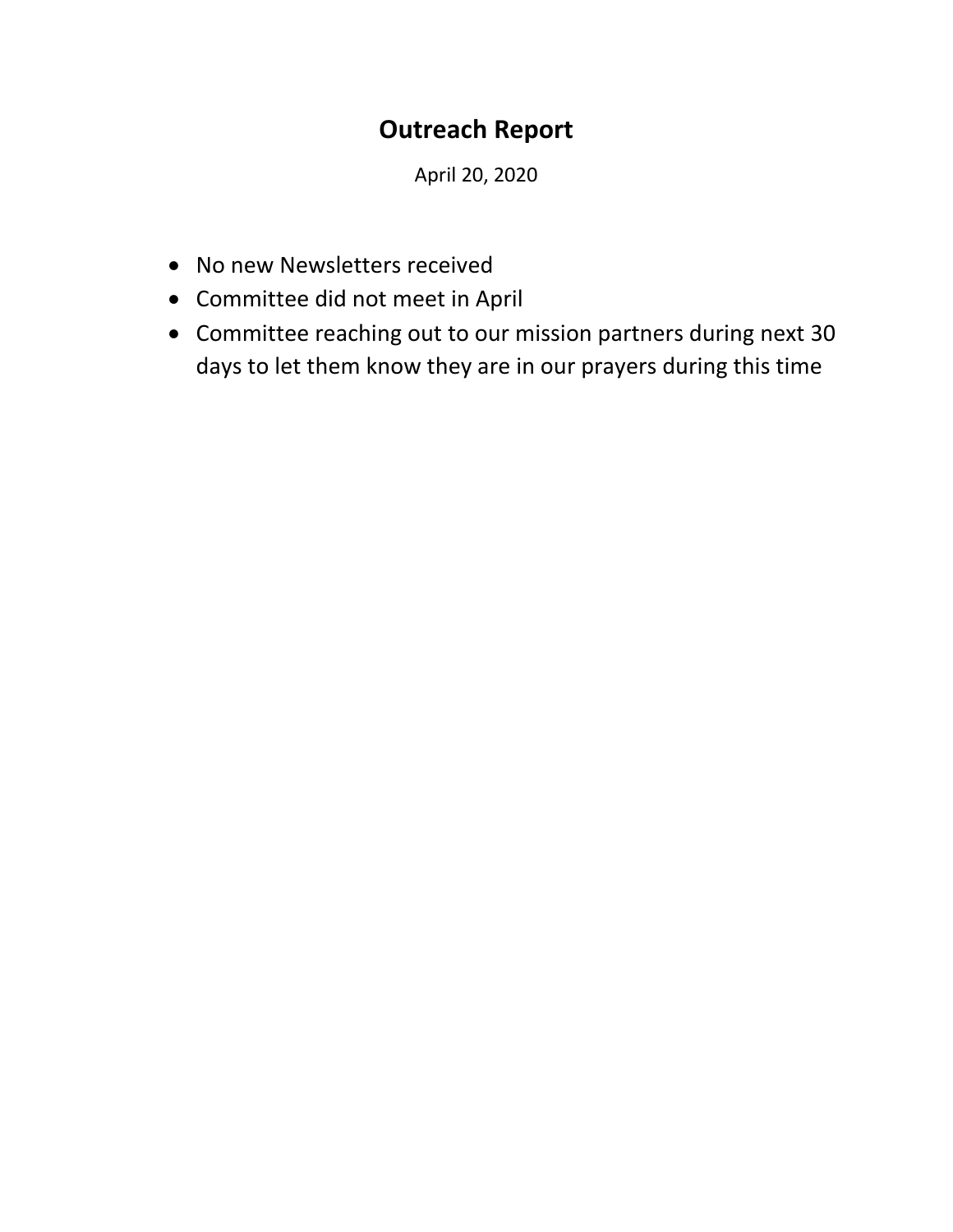# Outreach Report

April 20, 2020

- No new Newsletters received
- Committee did not meet in April
- Committee reaching out to our mission partners during next 30 days to let them know they are in our prayers during this time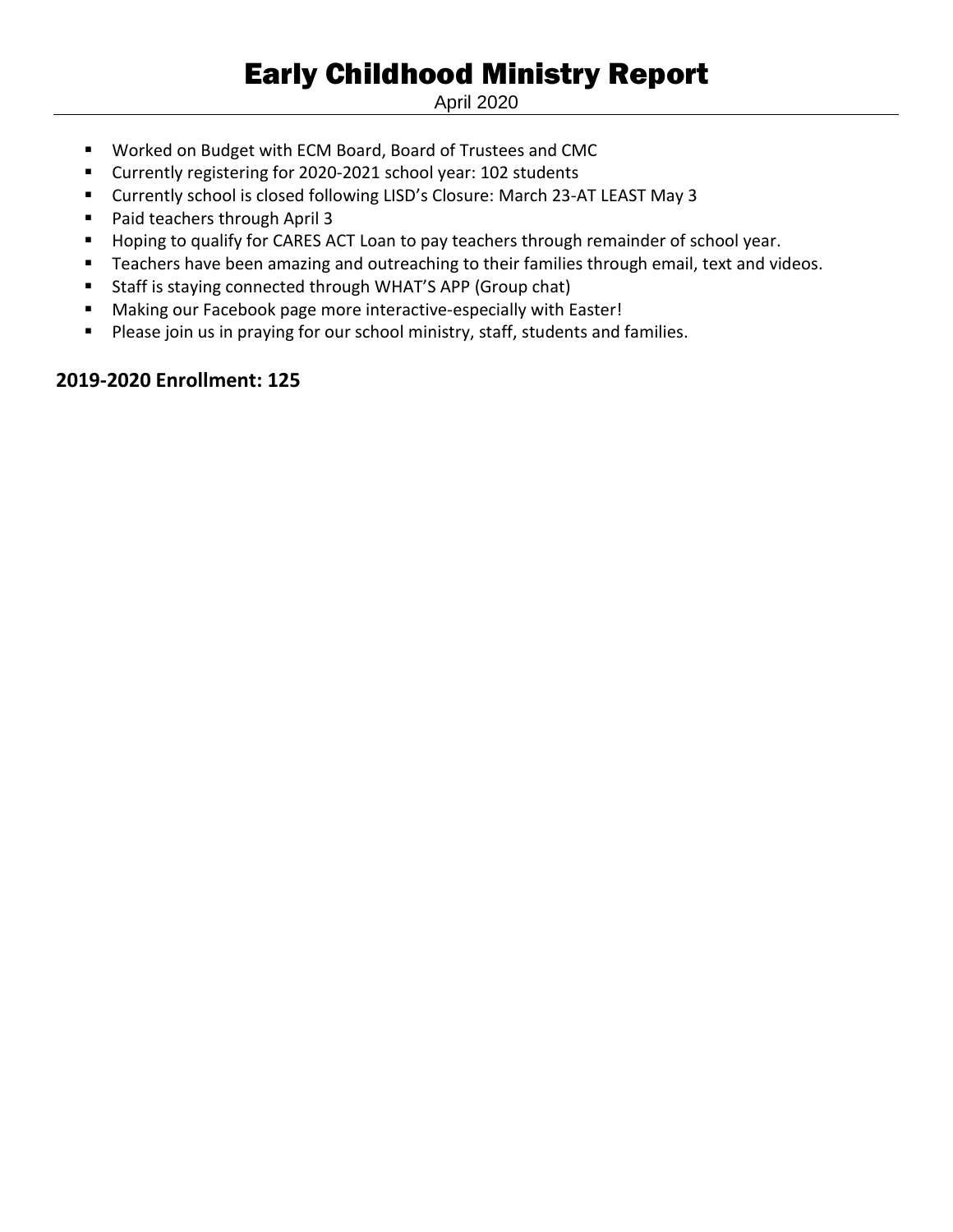# Early Childhood Ministry Report

April 2020

- Worked on Budget with ECM Board, Board of Trustees and CMC
- Currently registering for 2020-2021 school year: 102 students
- Currently school is closed following LISD's Closure: March 23-AT LEAST May 3
- Paid teachers through April 3
- Hoping to qualify for CARES ACT Loan to pay teachers through remainder of school year.
- Teachers have been amazing and outreaching to their families through email, text and videos.
- Staff is staying connected through WHAT'S APP (Group chat)
- Making our Facebook page more interactive-especially with Easter!
- Please join us in praying for our school ministry, staff, students and families.

**2019-2020 Enrollment: 125**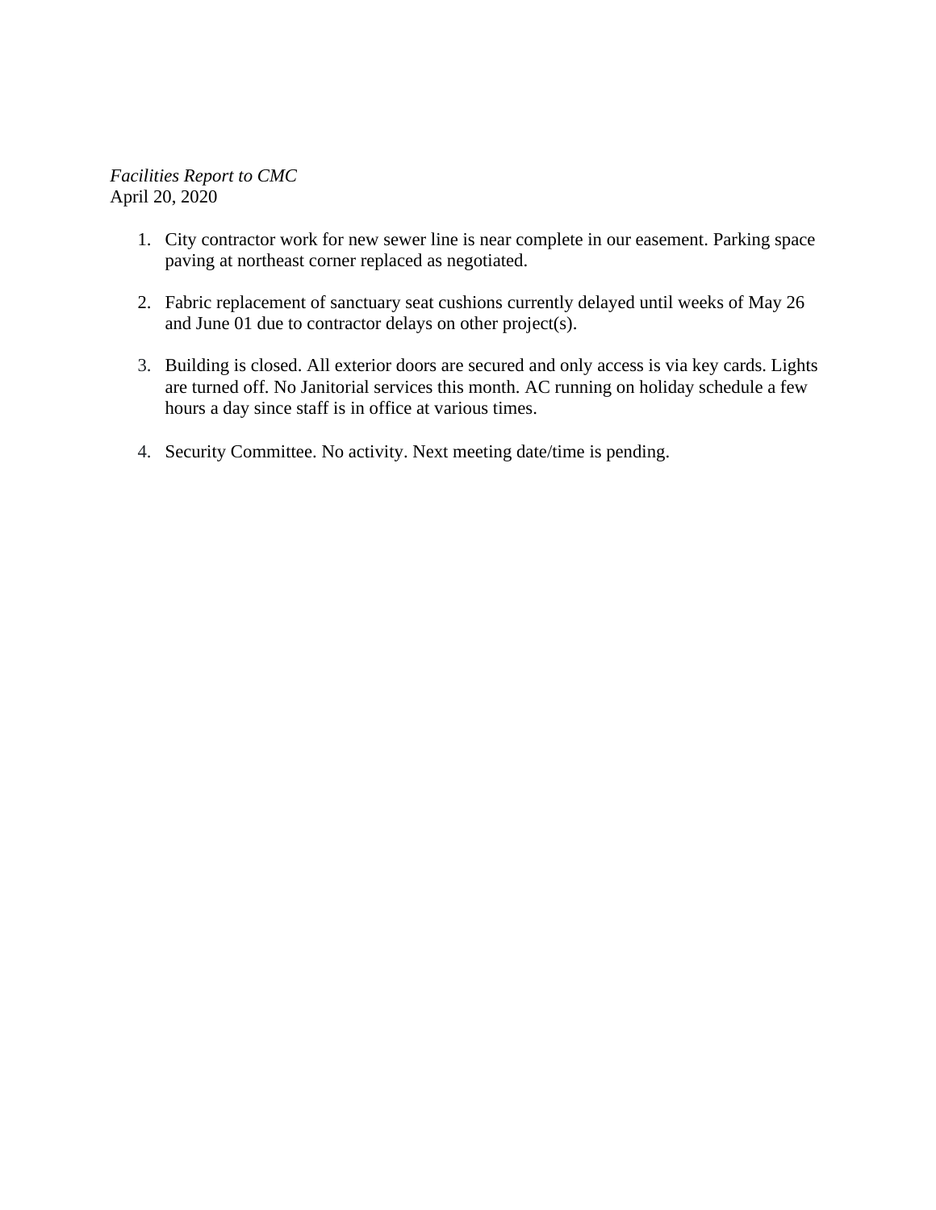*Facilities Report to CMC*
April 20, 2020

1. City contractor work for new sewer line is near complete in our easement. Parking space paving at northeast corner replaced as negotiated.

2. Fabric replacement of sanctuary seat cushions currently delayed until weeks of May 26 and June 01 due to contractor delays on other project(s).

3. Building is closed. All exterior doors are secured and only access is via key cards. Lights are turned off. No Janitorial services this month. AC running on holiday schedule a few hours a day since staff is in office at various times.

4. Security Committee. No activity. Next meeting date/time is pending.